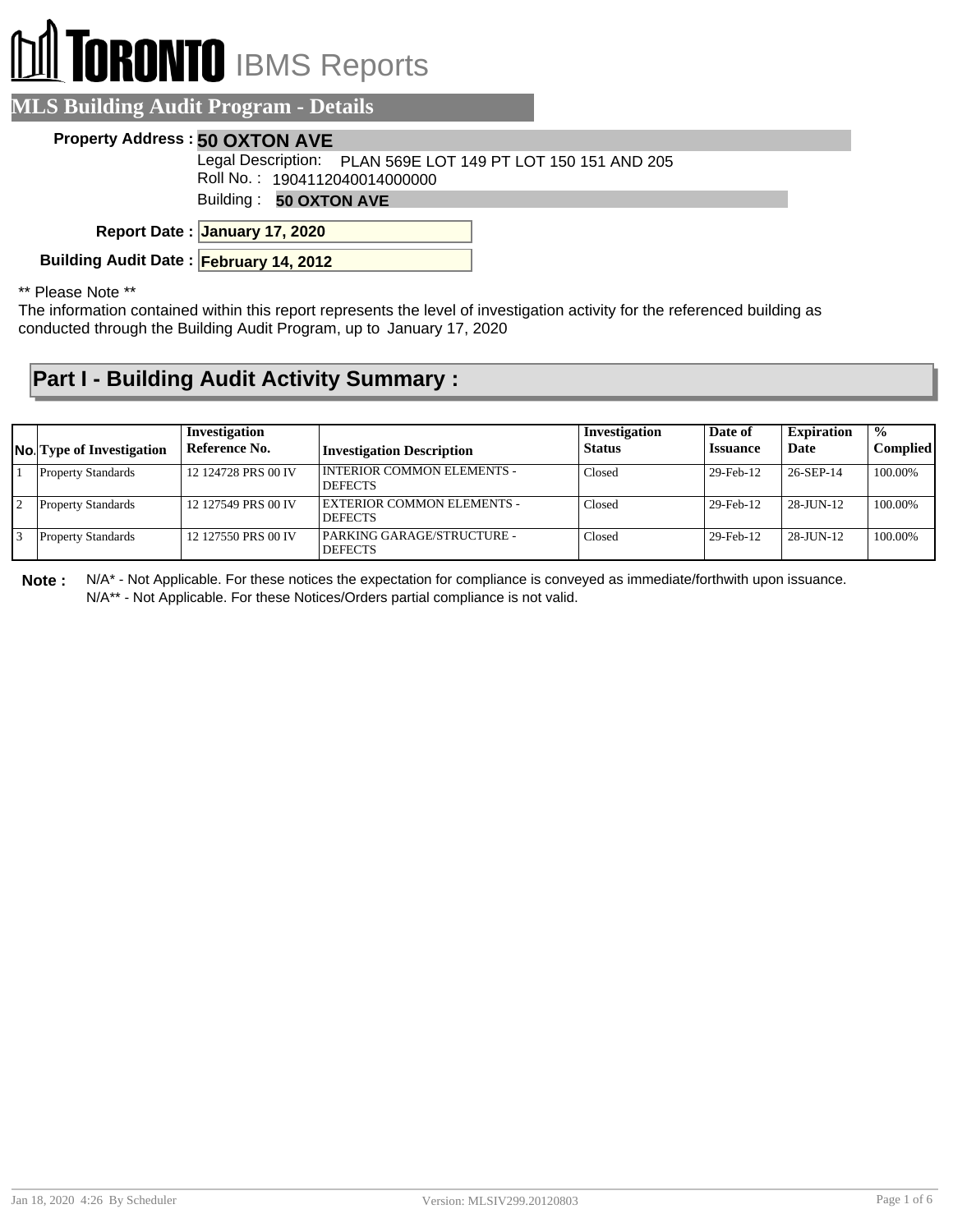# TORONTO IBMS Reports

## MLS Building Audit Program - Details

**Property Address :** **50 OXTON AVE**

Legal Description: PLAN 569E LOT 149 PT LOT 150 151 AND 205

Roll No. : 1904112040014000000

Building : **50 OXTON AVE**

**Report Date :** **January 17, 2020**

**Building Audit Date :** **February 14, 2012**

** Please Note **

The information contained within this report represents the level of investigation activity for the referenced building as conducted through the Building Audit Program, up to January 17, 2020

## Part I - Building Audit Activity Summary :

| No. | Type of Investigation | Investigation Reference No. | Investigation Description | Investigation Status | Date of Issuance | Expiration Date | % Complied |
|---|---|---|---|---|---|---|---|
| 1 | Property Standards | 12 124728 PRS 00 IV | INTERIOR COMMON ELEMENTS - DEFECTS | Closed | 29-Feb-12 | 26-SEP-14 | 100.00% |
| 2 | Property Standards | 12 127549 PRS 00 IV | EXTERIOR COMMON ELEMENTS - DEFECTS | Closed | 29-Feb-12 | 28-JUN-12 | 100.00% |
| 3 | Property Standards | 12 127550 PRS 00 IV | PARKING GARAGE/STRUCTURE - DEFECTS | Closed | 29-Feb-12 | 28-JUN-12 | 100.00% |

**Note :** N/A* - Not Applicable. For these notices the expectation for compliance is conveyed as immediate/forthwith upon issuance.
N/A** - Not Applicable. For these Notices/Orders partial compliance is not valid.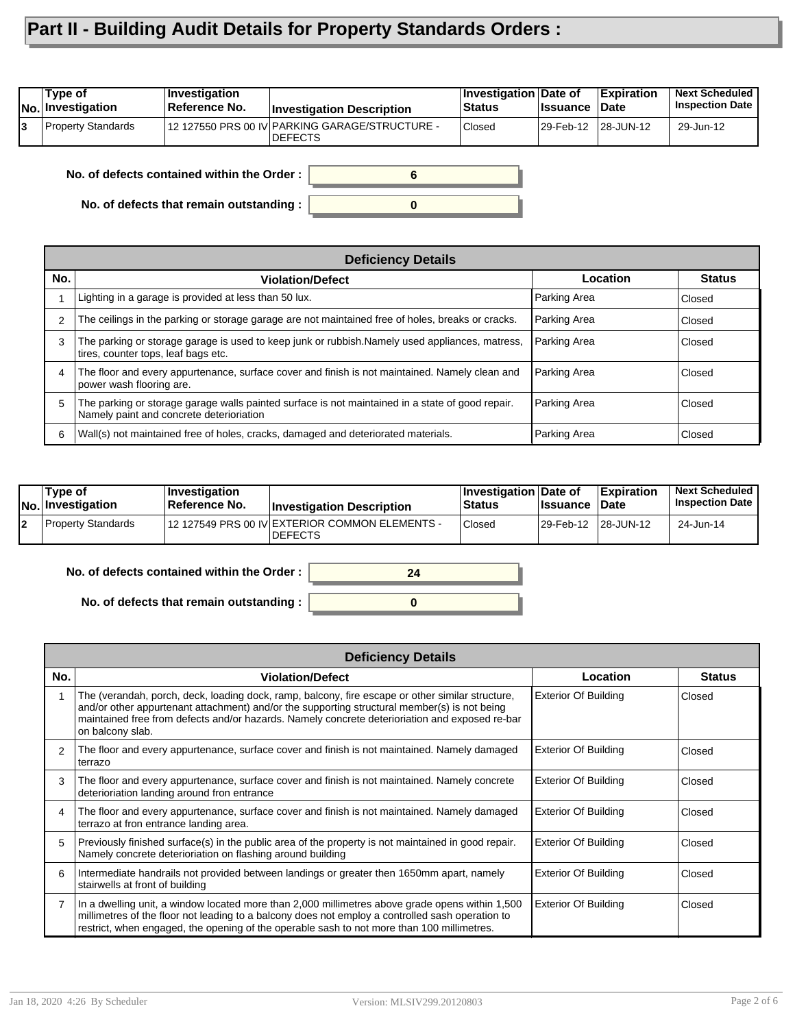# Part II - Building Audit Details for Property Standards Orders :

| No. | Type of Investigation | Investigation Reference No. | Investigation Description | Investigation Status | Date of Issuance | Expiration Date | Next Scheduled Inspection Date |
|---|---|---|---|---|---|---|---|
| 3 | Property Standards | 12 127550 PRS 00 IV | PARKING GARAGE/STRUCTURE - DEFECTS | Closed | 29-Feb-12 | 28-JUN-12 | 29-Jun-12 |

**No. of defects contained within the Order :** 6

**No. of defects that remain outstanding :** 0

| Deficiency Details | | | |
|---|---|---|---|
| **No.** | **Violation/Defect** | **Location** | **Status** |
| 1 | Lighting in a garage is provided at less than 50 lux. | Parking Area | Closed |
| 2 | The ceilings in the parking or storage garage are not maintained free of holes, breaks or cracks. | Parking Area | Closed |
| 3 | The parking or storage garage is used to keep junk or rubbish.Namely used appliances, matress, tires, counter tops, leaf bags etc. | Parking Area | Closed |
| 4 | The floor and every appurtenance, surface cover and finish is not maintained. Namely clean and power wash flooring are. | Parking Area | Closed |
| 5 | The parking or storage garage walls painted surface is not maintained in a state of good repair. Namely paint and concrete deterioriation | Parking Area | Closed |
| 6 | Wall(s) not maintained free of holes, cracks, damaged and deteriorated materials. | Parking Area | Closed |

| No. | Type of Investigation | Investigation Reference No. | Investigation Description | Investigation Status | Date of Issuance | Expiration Date | Next Scheduled Inspection Date |
|---|---|---|---|---|---|---|---|
| 2 | Property Standards | 12 127549 PRS 00 IV | EXTERIOR COMMON ELEMENTS - DEFECTS | Closed | 29-Feb-12 | 28-JUN-12 | 24-Jun-14 |

**No. of defects contained within the Order :** 24

**No. of defects that remain outstanding :** 0

| Deficiency Details | | | |
|---|---|---|---|
| **No.** | **Violation/Defect** | **Location** | **Status** |
| 1 | The (verandah, porch, deck, loading dock, ramp, balcony, fire escape or other similar structure, and/or other appurtenant attachment) and/or the supporting structural member(s) is not being maintained free from defects and/or hazards. Namely concrete deterioriation and exposed re-bar on balcony slab. | Exterior Of Building | Closed |
| 2 | The floor and every appurtenance, surface cover and finish is not maintained. Namely damaged terrazo | Exterior Of Building | Closed |
| 3 | The floor and every appurtenance, surface cover and finish is not maintained. Namely concrete deterioriation landing around fron entrance | Exterior Of Building | Closed |
| 4 | The floor and every appurtenance, surface cover and finish is not maintained. Namely damaged terrazo at fron entrance landing area. | Exterior Of Building | Closed |
| 5 | Previously finished surface(s) in the public area of the property is not maintained in good repair. Namely concrete deterioriation on flashing around building | Exterior Of Building | Closed |
| 6 | Intermediate handrails not provided between landings or greater then 1650mm apart, namely stairwells at front of building | Exterior Of Building | Closed |
| 7 | In a dwelling unit, a window located more than 2,000 millimetres above grade opens within 1,500 millimetres of the floor not leading to a balcony does not employ a controlled sash operation to restrict, when engaged, the opening of the operable sash to not more than 100 millimetres. | Exterior Of Building | Closed |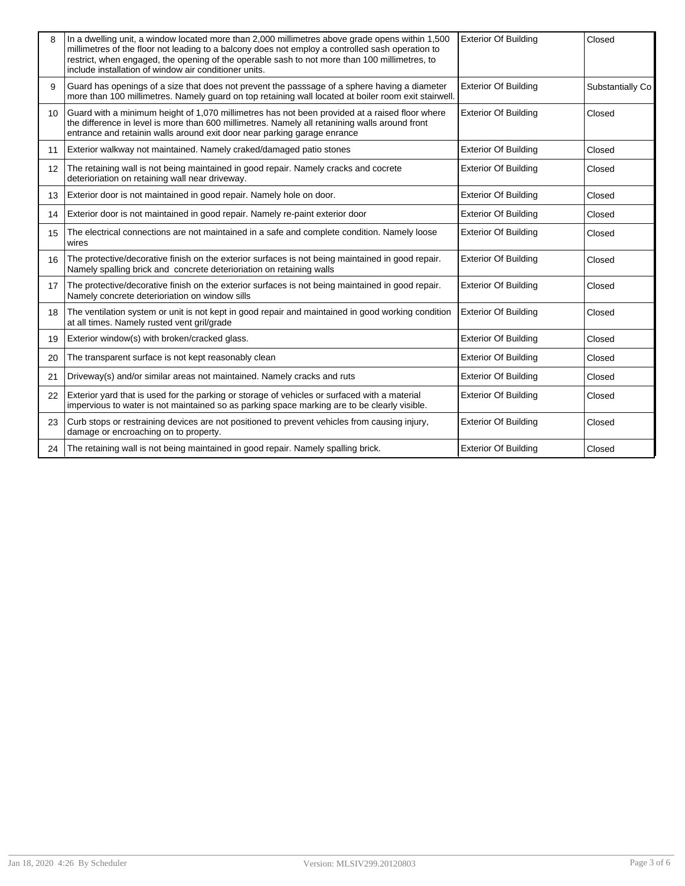| | | | |
|---|---|---|---|
| 8 | In a dwelling unit, a window located more than 2,000 millimetres above grade opens within 1,500 millimetres of the floor not leading to a balcony does not employ a controlled sash operation to restrict, when engaged, the opening of the operable sash to not more than 100 millimetres, to include installation of window air conditioner units. | Exterior Of Building | Closed |
| 9 | Guard has openings of a size that does not prevent the passsage of a sphere having a diameter more than 100 millimetres. Namely guard on top retaining wall located at boiler room exit stairwell. | Exterior Of Building | Substantially Co |
| 10 | Guard with a minimum height of 1,070 millimetres has not been provided at a raised floor where the difference in level is more than 600 millimetres. Namely all retanining walls around front entrance and retainin walls around exit door near parking garage enrance | Exterior Of Building | Closed |
| 11 | Exterior walkway not maintained. Namely craked/damaged patio stones | Exterior Of Building | Closed |
| 12 | The retaining wall is not being maintained in good repair. Namely cracks and cocrete deterioriation on retaining wall near driveway. | Exterior Of Building | Closed |
| 13 | Exterior door is not maintained in good repair. Namely hole on door. | Exterior Of Building | Closed |
| 14 | Exterior door is not maintained in good repair. Namely re-paint exterior door | Exterior Of Building | Closed |
| 15 | The electrical connections are not maintained in a safe and complete condition. Namely loose wires | Exterior Of Building | Closed |
| 16 | The protective/decorative finish on the exterior surfaces is not being maintained in good repair. Namely spalling brick and concrete deterioriation on retaining walls | Exterior Of Building | Closed |
| 17 | The protective/decorative finish on the exterior surfaces is not being maintained in good repair. Namely concrete deterioriation on window sills | Exterior Of Building | Closed |
| 18 | The ventilation system or unit is not kept in good repair and maintained in good working condition at all times. Namely rusted vent gril/grade | Exterior Of Building | Closed |
| 19 | Exterior window(s) with broken/cracked glass. | Exterior Of Building | Closed |
| 20 | The transparent surface is not kept reasonably clean | Exterior Of Building | Closed |
| 21 | Driveway(s) and/or similar areas not maintained. Namely cracks and ruts | Exterior Of Building | Closed |
| 22 | Exterior yard that is used for the parking or storage of vehicles or surfaced with a material impervious to water is not maintained so as parking space marking are to be clearly visible. | Exterior Of Building | Closed |
| 23 | Curb stops or restraining devices are not positioned to prevent vehicles from causing injury, damage or encroaching on to property. | Exterior Of Building | Closed |
| 24 | The retaining wall is not being maintained in good repair. Namely spalling brick. | Exterior Of Building | Closed |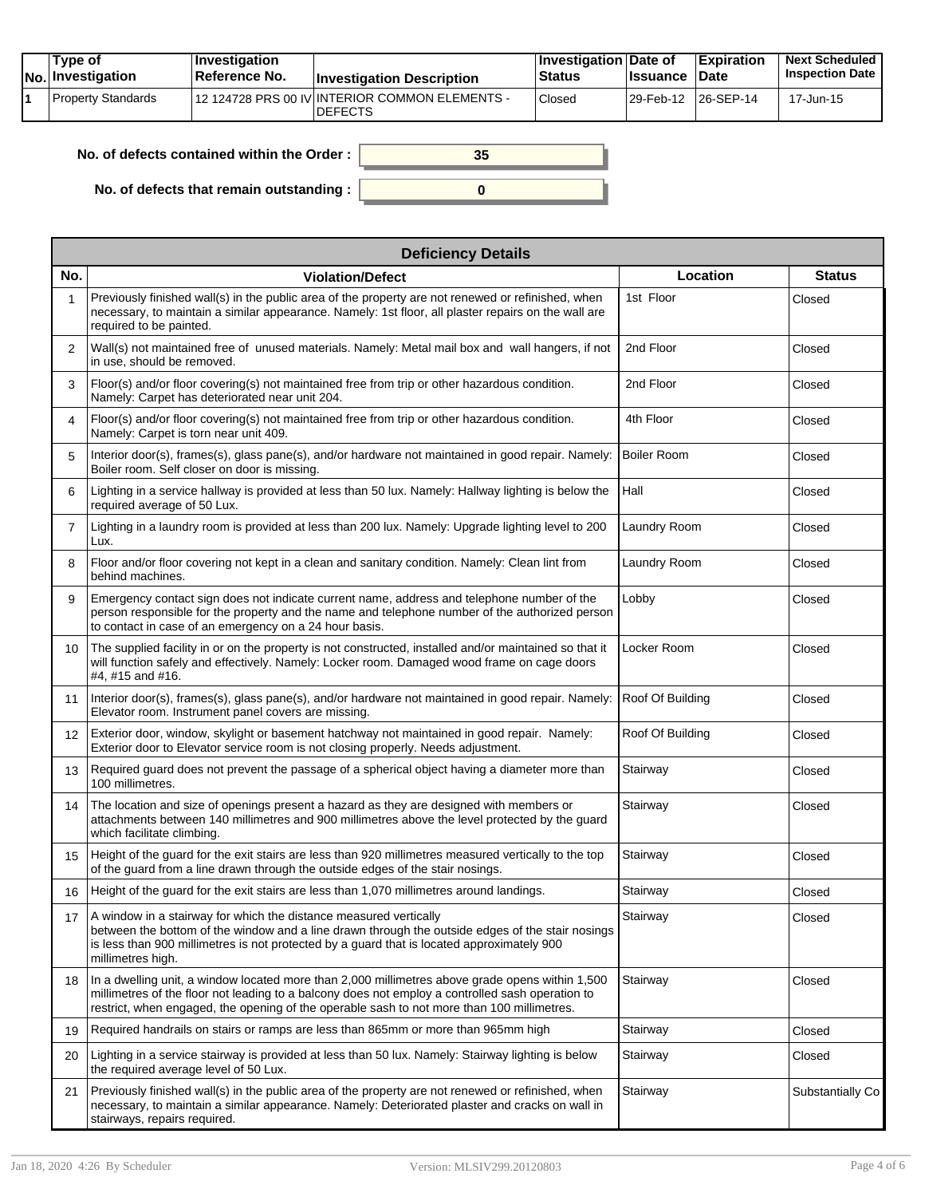| No. | Type of Investigation | Investigation Reference No. | Investigation Description | Investigation Status | Date of Issuance | Expiration Date | Next Scheduled Inspection Date |
|---|---|---|---|---|---|---|---|
| 1 | Property Standards | 12 124728 PRS 00 IV | INTERIOR COMMON ELEMENTS - DEFECTS | Closed | 29-Feb-12 | 26-SEP-14 | 17-Jun-15 |

**No. of defects contained within the Order :** 35

**No. of defects that remain outstanding :** 0

| Deficiency Details | | | |
|---|---|---|---|
| **No.** | **Violation/Defect** | **Location** | **Status** |
| 1 | Previously finished wall(s) in the public area of the property are not renewed or refinished, when necessary, to maintain a similar appearance. Namely: 1st floor, all plaster repairs on the wall are required to be painted. | 1st Floor | Closed |
| 2 | Wall(s) not maintained free of unused materials. Namely: Metal mail box and wall hangers, if not in use, should be removed. | 2nd Floor | Closed |
| 3 | Floor(s) and/or floor covering(s) not maintained free from trip or other hazardous condition. Namely: Carpet has deteriorated near unit 204. | 2nd Floor | Closed |
| 4 | Floor(s) and/or floor covering(s) not maintained free from trip or other hazardous condition. Namely: Carpet is torn near unit 409. | 4th Floor | Closed |
| 5 | Interior door(s), frames(s), glass pane(s), and/or hardware not maintained in good repair. Namely: Boiler room. Self closer on door is missing. | Boiler Room | Closed |
| 6 | Lighting in a service hallway is provided at less than 50 lux. Namely: Hallway lighting is below the required average of 50 Lux. | Hall | Closed |
| 7 | Lighting in a laundry room is provided at less than 200 lux. Namely: Upgrade lighting level to 200 Lux. | Laundry Room | Closed |
| 8 | Floor and/or floor covering not kept in a clean and sanitary condition. Namely: Clean lint from behind machines. | Laundry Room | Closed |
| 9 | Emergency contact sign does not indicate current name, address and telephone number of the person responsible for the property and the name and telephone number of the authorized person to contact in case of an emergency on a 24 hour basis. | Lobby | Closed |
| 10 | The supplied facility in or on the property is not constructed, installed and/or maintained so that it will function safely and effectively. Namely: Locker room. Damaged wood frame on cage doors #4, #15 and #16. | Locker Room | Closed |
| 11 | Interior door(s), frames(s), glass pane(s), and/or hardware not maintained in good repair. Namely: Elevator room. Instrument panel covers are missing. | Roof Of Building | Closed |
| 12 | Exterior door, window, skylight or basement hatchway not maintained in good repair. Namely: Exterior door to Elevator service room is not closing properly. Needs adjustment. | Roof Of Building | Closed |
| 13 | Required guard does not prevent the passage of a spherical object having a diameter more than 100 millimetres. | Stairway | Closed |
| 14 | The location and size of openings present a hazard as they are designed with members or attachments between 140 millimetres and 900 millimetres above the level protected by the guard which facilitate climbing. | Stairway | Closed |
| 15 | Height of the guard for the exit stairs are less than 920 millimetres measured vertically to the top of the guard from a line drawn through the outside edges of the stair nosings. | Stairway | Closed |
| 16 | Height of the guard for the exit stairs are less than 1,070 millimetres around landings. | Stairway | Closed |
| 17 | A window in a stairway for which the distance measured vertically between the bottom of the window and a line drawn through the outside edges of the stair nosings is less than 900 millimetres is not protected by a guard that is located approximately 900 millimetres high. | Stairway | Closed |
| 18 | In a dwelling unit, a window located more than 2,000 millimetres above grade opens within 1,500 millimetres of the floor not leading to a balcony does not employ a controlled sash operation to restrict, when engaged, the opening of the operable sash to not more than 100 millimetres. | Stairway | Closed |
| 19 | Required handrails on stairs or ramps are less than 865mm or more than 965mm high | Stairway | Closed |
| 20 | Lighting in a service stairway is provided at less than 50 lux. Namely: Stairway lighting is below the required average level of 50 Lux. | Stairway | Closed |
| 21 | Previously finished wall(s) in the public area of the property are not renewed or refinished, when necessary, to maintain a similar appearance. Namely: Deteriorated plaster and cracks on wall in stairways, repairs required. | Stairway | Substantially Co |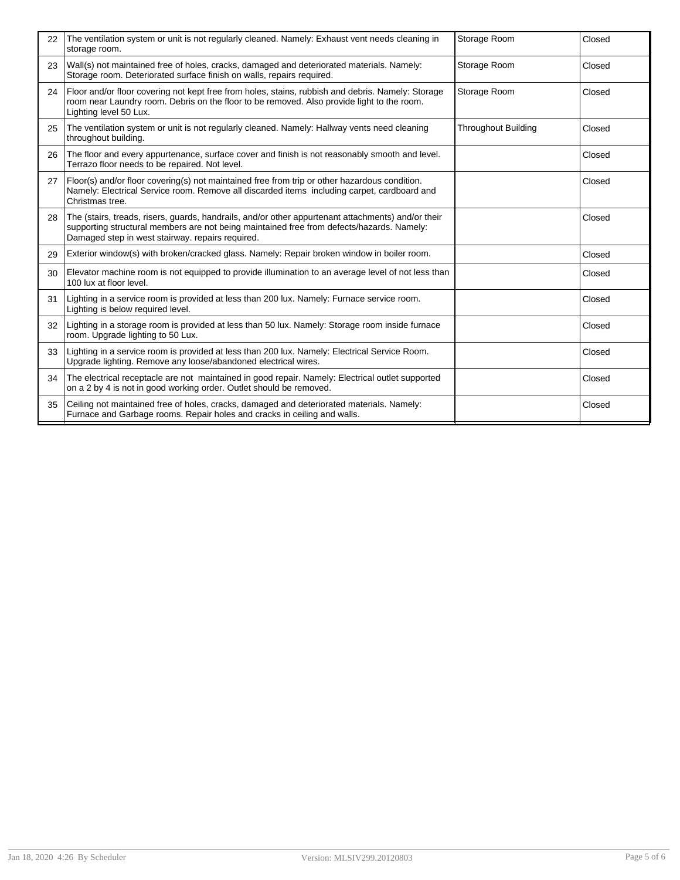| | | | |
|---|---|---|---|
| 22 | The ventilation system or unit is not regularly cleaned. Namely: Exhaust vent needs cleaning in storage room. | Storage Room | Closed |
| 23 | Wall(s) not maintained free of holes, cracks, damaged and deteriorated materials. Namely: Storage room. Deteriorated surface finish on walls, repairs required. | Storage Room | Closed |
| 24 | Floor and/or floor covering not kept free from holes, stains, rubbish and debris. Namely: Storage room near Laundry room. Debris on the floor to be removed. Also provide light to the room. Lighting level 50 Lux. | Storage Room | Closed |
| 25 | The ventilation system or unit is not regularly cleaned. Namely: Hallway vents need cleaning throughout building. | Throughout Building | Closed |
| 26 | The floor and every appurtenance, surface cover and finish is not reasonably smooth and level. Terrazo floor needs to be repaired. Not level. | | Closed |
| 27 | Floor(s) and/or floor covering(s) not maintained free from trip or other hazardous condition. Namely: Electrical Service room. Remove all discarded items including carpet, cardboard and Christmas tree. | | Closed |
| 28 | The (stairs, treads, risers, guards, handrails, and/or other appurtenant attachments) and/or their supporting structural members are not being maintained free from defects/hazards. Namely: Damaged step in west stairway. repairs required. | | Closed |
| 29 | Exterior window(s) with broken/cracked glass. Namely: Repair broken window in boiler room. | | Closed |
| 30 | Elevator machine room is not equipped to provide illumination to an average level of not less than 100 lux at floor level. | | Closed |
| 31 | Lighting in a service room is provided at less than 200 lux. Namely: Furnace service room. Lighting is below required level. | | Closed |
| 32 | Lighting in a storage room is provided at less than 50 lux. Namely: Storage room inside furnace room. Upgrade lighting to 50 Lux. | | Closed |
| 33 | Lighting in a service room is provided at less than 200 lux. Namely: Electrical Service Room. Upgrade lighting. Remove any loose/abandoned electrical wires. | | Closed |
| 34 | The electrical receptacle are not maintained in good repair. Namely: Electrical outlet supported on a 2 by 4 is not in good working order. Outlet should be removed. | | Closed |
| 35 | Ceiling not maintained free of holes, cracks, damaged and deteriorated materials. Namely: Furnace and Garbage rooms. Repair holes and cracks in ceiling and walls. | | Closed |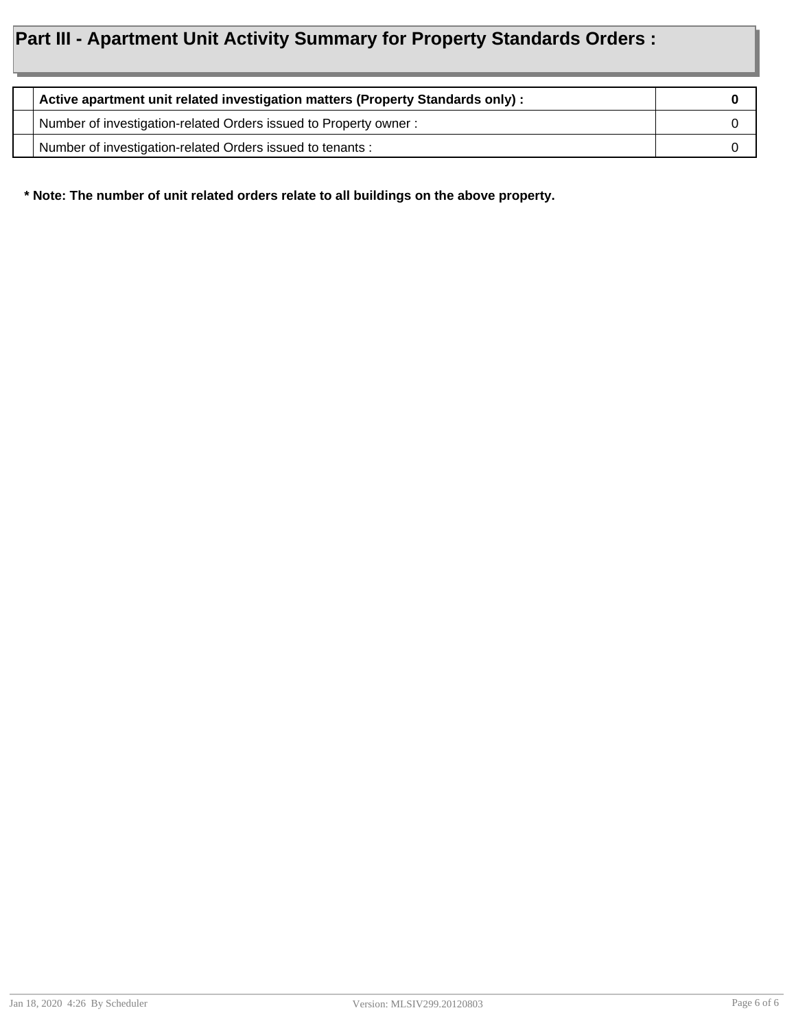## Part III - Apartment Unit Activity Summary for Property Standards Orders :

| | | |
|---|---|---|
| | **Active apartment unit related investigation matters (Property Standards only) :** | **0** |
| | Number of investigation-related Orders issued to Property owner : | 0 |
| | Number of investigation-related Orders issued to tenants : | 0 |

**\* Note: The number of unit related orders relate to all buildings on the above property.**